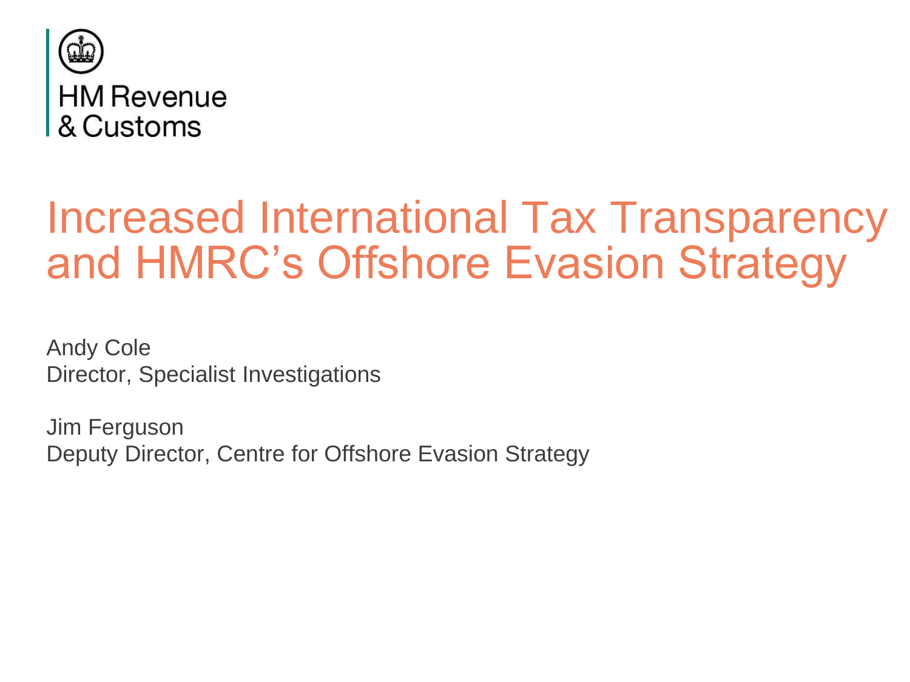HM Revenue & Customs

# Increased International Tax Transparency and HMRC's Offshore Evasion Strategy

Andy Cole
Director, Specialist Investigations

Jim Ferguson
Deputy Director, Centre for Offshore Evasion Strategy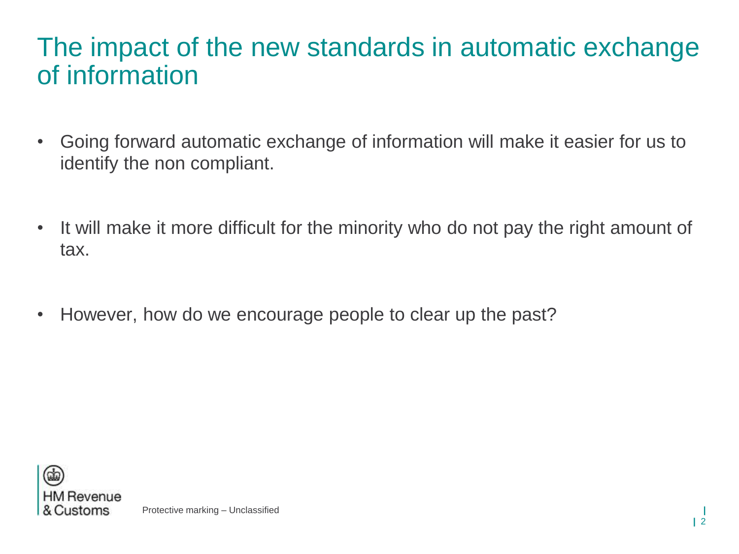# The impact of the new standards in automatic exchange of information

- Going forward automatic exchange of information will make it easier for us to identify the non compliant.

- It will make it more difficult for the minority who do not pay the right amount of tax.

- However, how do we encourage people to clear up the past?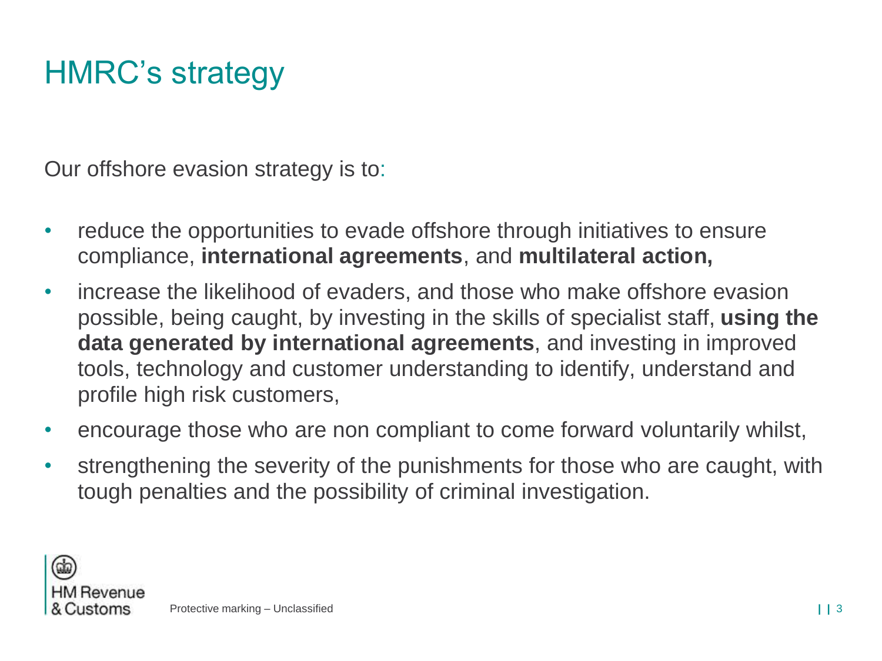# HMRC's strategy

Our offshore evasion strategy is to:

- reduce the opportunities to evade offshore through initiatives to ensure compliance, **international agreements**, and **multilateral action,**
- increase the likelihood of evaders, and those who make offshore evasion possible, being caught, by investing in the skills of specialist staff, **using the data generated by international agreements**, and investing in improved tools, technology and customer understanding to identify, understand and profile high risk customers,
- encourage those who are non compliant to come forward voluntarily whilst,
- strengthening the severity of the punishments for those who are caught, with tough penalties and the possibility of criminal investigation.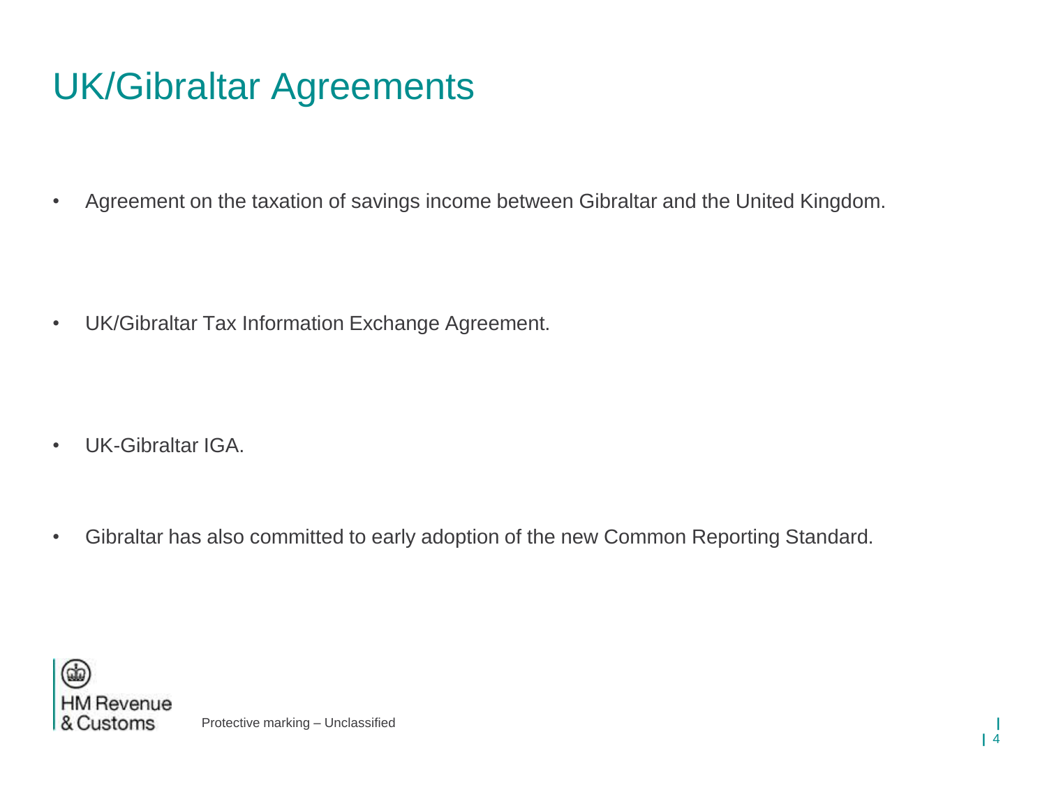# UK/Gibraltar Agreements

- Agreement on the taxation of savings income between Gibraltar and the United Kingdom.

- UK/Gibraltar Tax Information Exchange Agreement.

- UK-Gibraltar IGA.

- Gibraltar has also committed to early adoption of the new Common Reporting Standard.

Protective marking – Unclassified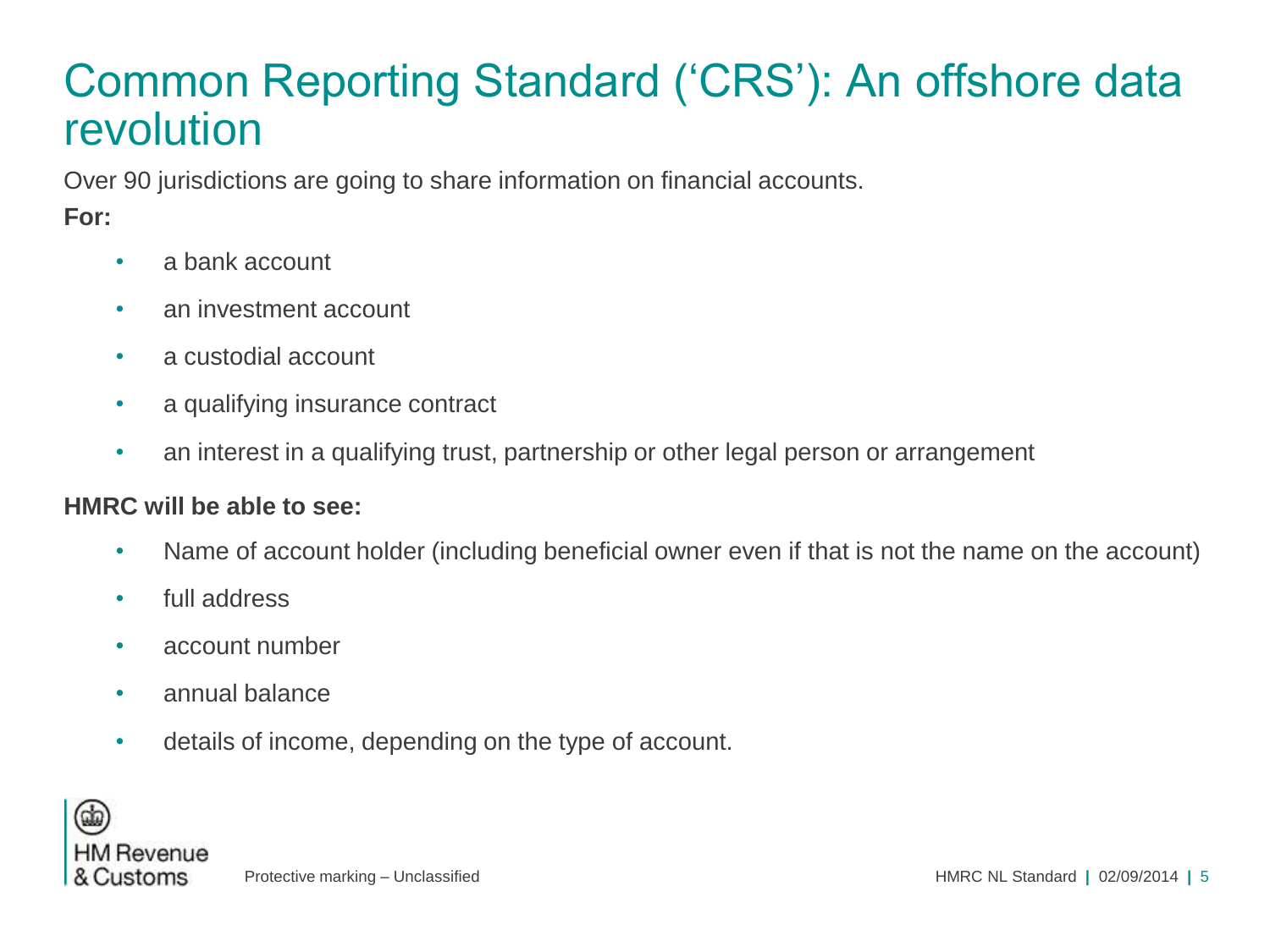# Common Reporting Standard ('CRS'): An offshore data revolution

Over 90 jurisdictions are going to share information on financial accounts.

**For:**

- a bank account
- an investment account
- a custodial account
- a qualifying insurance contract
- an interest in a qualifying trust, partnership or other legal person or arrangement

**HMRC will be able to see:**

- Name of account holder (including beneficial owner even if that is not the name on the account)
- full address
- account number
- annual balance
- details of income, depending on the type of account.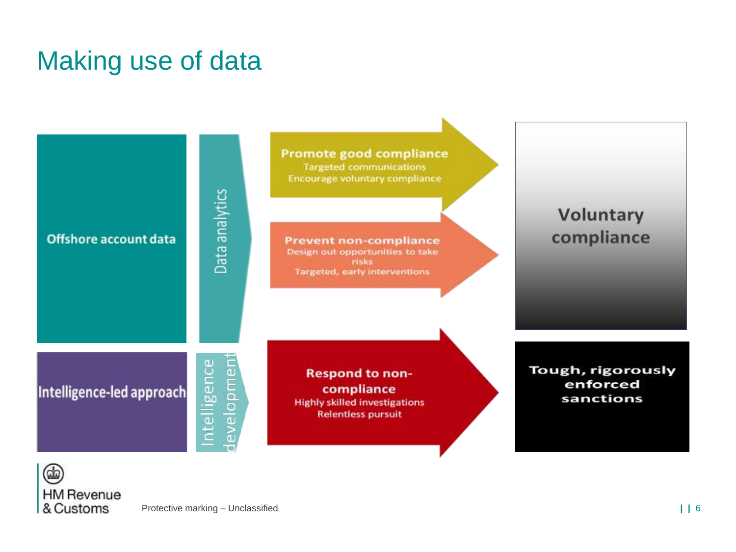# Making use of data

**Offshore account data**

Data analytics

**Promote good compliance**
Targeted communications
Encourage voluntary compliance

**Prevent non-compliance**
Design out opportunities to take risks
Targeted, early interventions

**Voluntary compliance**

**Intelligence-led approach**

Intelligence development

**Respond to non-compliance**
Highly skilled investigations
Relentless pursuit

**Tough, rigorously enforced sanctions**

Protective marking – Unclassified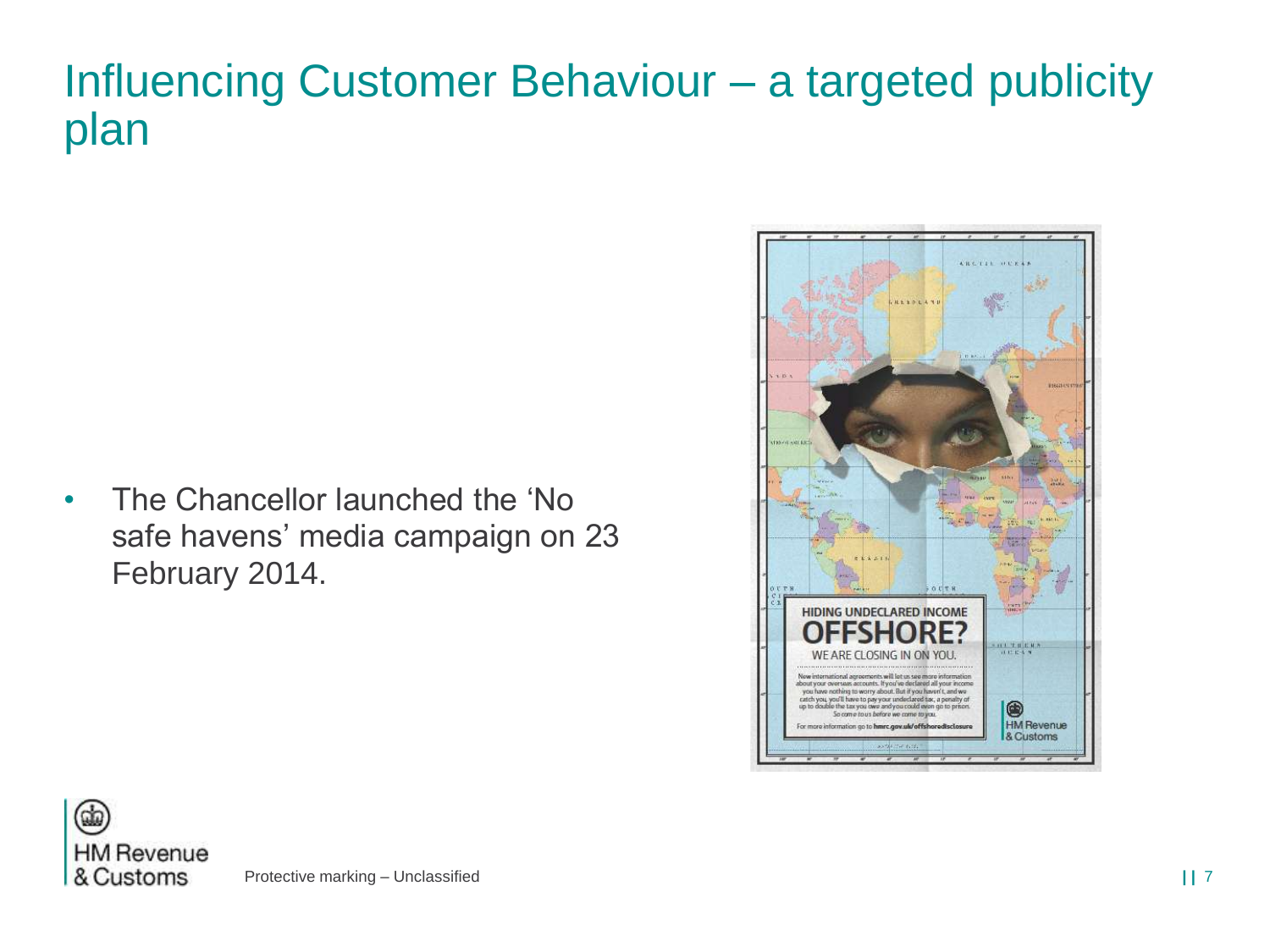# Influencing Customer Behaviour – a targeted publicity plan

- The Chancellor launched the ‘No safe havens’ media campaign on 23 February 2014.

HIDING UNDECLARED INCOME

OFFSHORE?

WE ARE CLOSING IN ON YOU.

New international agreements will let us see more information about your overseas accounts. If you've declared all your income you have nothing to worry about. But if you haven't, and we catch you, you'll have to pay your undeclared tax, a penalty of up to double the tax you owe and you could even go to prison. So come to us before we come to you.

For more information go to hmrc.gov.uk/offshoredisclosure

HM Revenue & Customs

Protective marking – Unclassified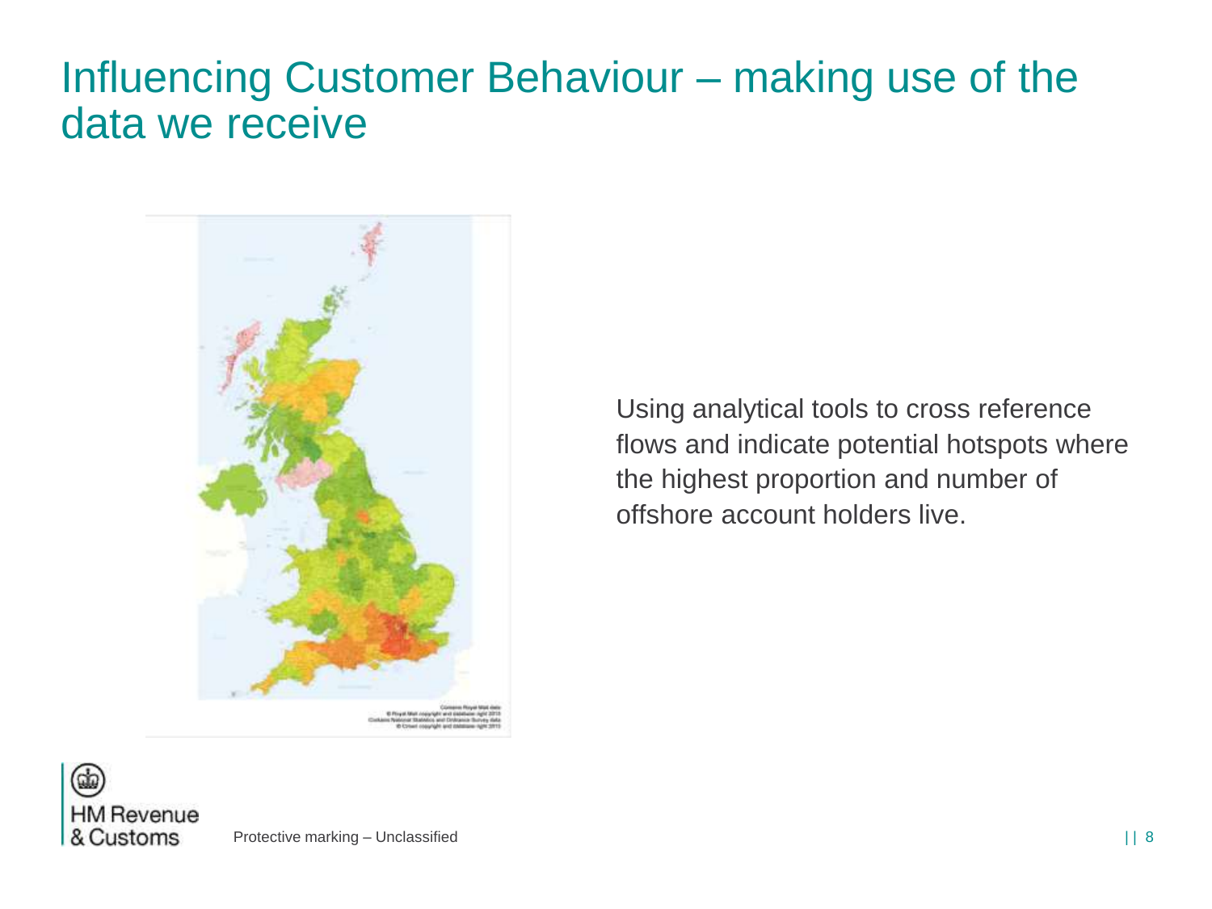# Influencing Customer Behaviour – making use of the data we receive

Using analytical tools to cross reference flows and indicate potential hotspots where the highest proportion and number of offshore account holders live.

Protective marking – Unclassified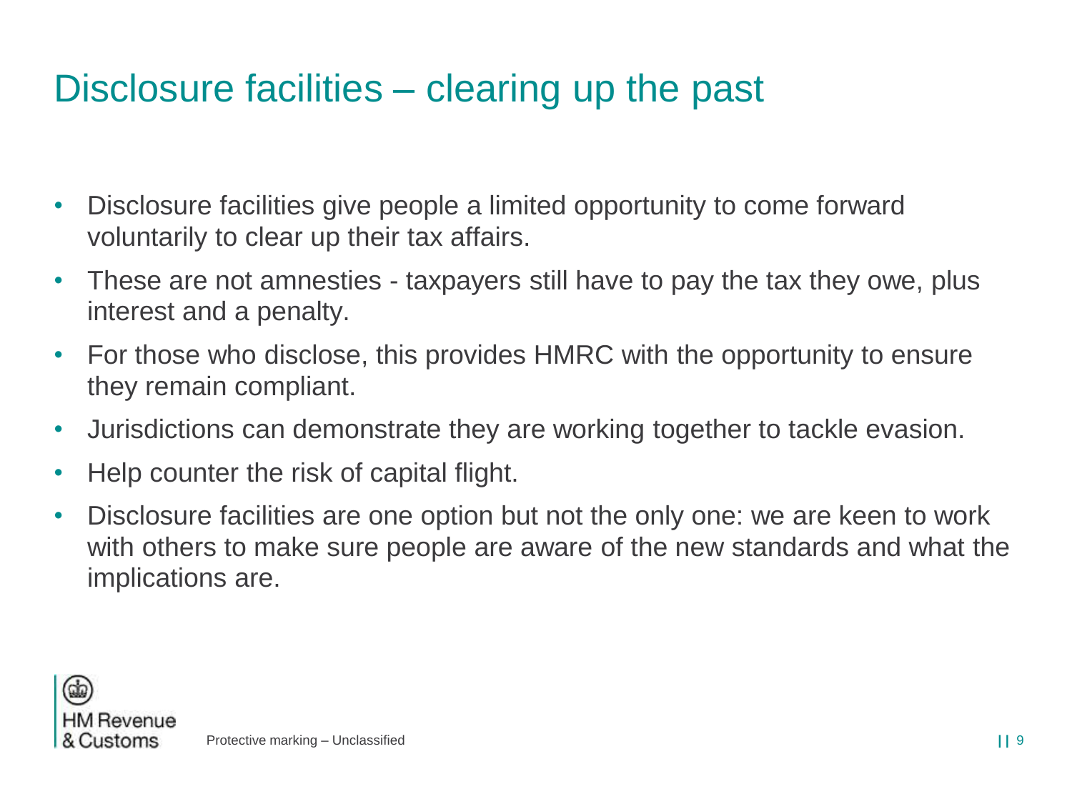# Disclosure facilities – clearing up the past

- Disclosure facilities give people a limited opportunity to come forward voluntarily to clear up their tax affairs.
- These are not amnesties - taxpayers still have to pay the tax they owe, plus interest and a penalty.
- For those who disclose, this provides HMRC with the opportunity to ensure they remain compliant.
- Jurisdictions can demonstrate they are working together to tackle evasion.
- Help counter the risk of capital flight.
- Disclosure facilities are one option but not the only one: we are keen to work with others to make sure people are aware of the new standards and what the implications are.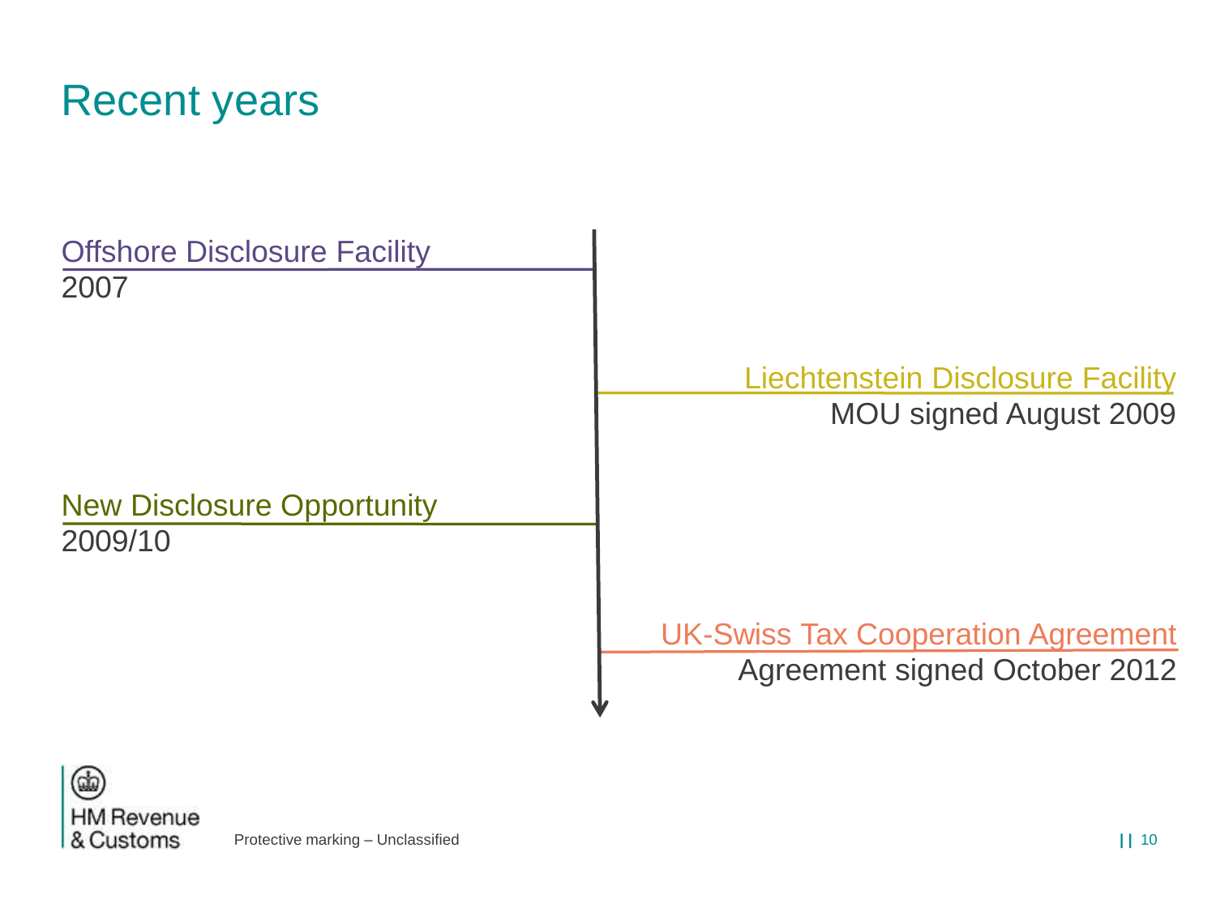# Recent years

**Offshore Disclosure Facility**
2007

**Liechtenstein Disclosure Facility**
MOU signed August 2009

**New Disclosure Opportunity**
2009/10

**UK-Swiss Tax Cooperation Agreement**
Agreement signed October 2012

Protective marking – Unclassified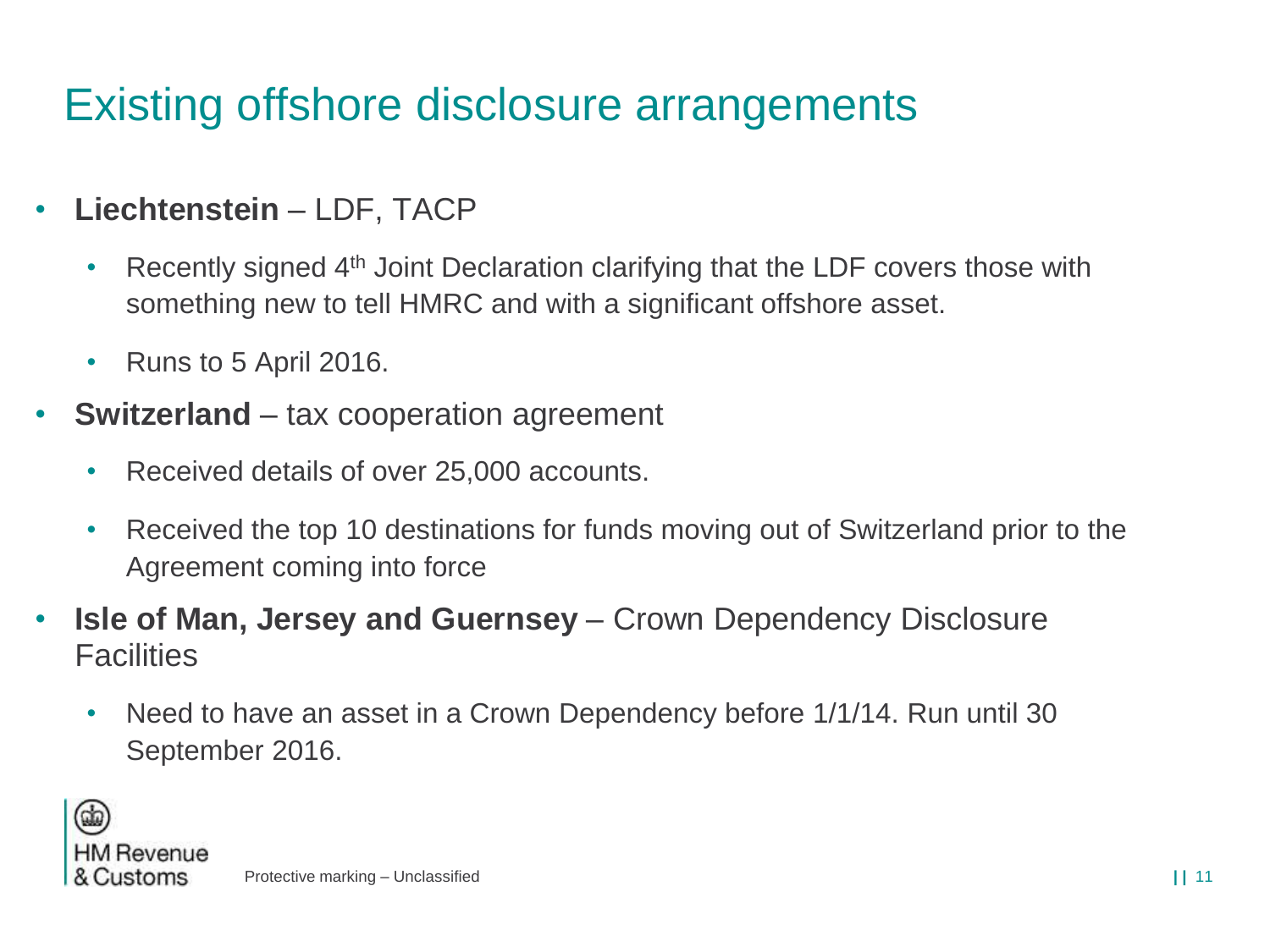# Existing offshore disclosure arrangements

- **Liechtenstein** – LDF, TACP
  - Recently signed 4th Joint Declaration clarifying that the LDF covers those with something new to tell HMRC and with a significant offshore asset.
  - Runs to 5 April 2016.
- **Switzerland** – tax cooperation agreement
  - Received details of over 25,000 accounts.
  - Received the top 10 destinations for funds moving out of Switzerland prior to the Agreement coming into force
- **Isle of Man, Jersey and Guernsey** – Crown Dependency Disclosure Facilities
  - Need to have an asset in a Crown Dependency before 1/1/14. Run until 30 September 2016.

Protective marking – Unclassified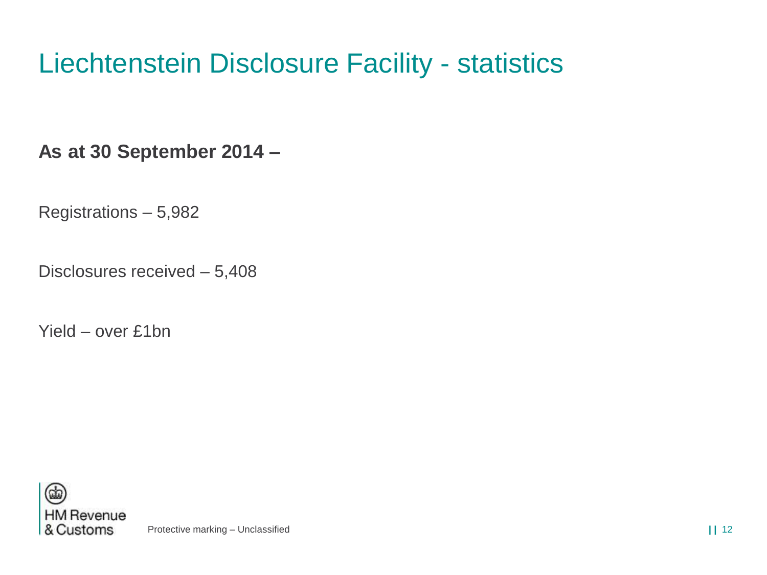# Liechtenstein Disclosure Facility - statistics

**As at 30 September 2014 –**

Registrations – 5,982

Disclosures received – 5,408

Yield – over £1bn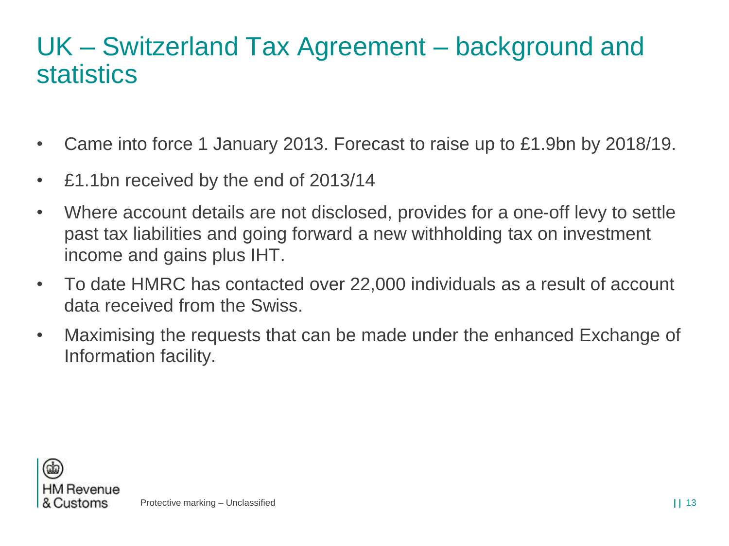# UK – Switzerland Tax Agreement – background and statistics

- Came into force 1 January 2013. Forecast to raise up to £1.9bn by 2018/19.
- £1.1bn received by the end of 2013/14
- Where account details are not disclosed, provides for a one-off levy to settle past tax liabilities and going forward a new withholding tax on investment income and gains plus IHT.
- To date HMRC has contacted over 22,000 individuals as a result of account data received from the Swiss.
- Maximising the requests that can be made under the enhanced Exchange of Information facility.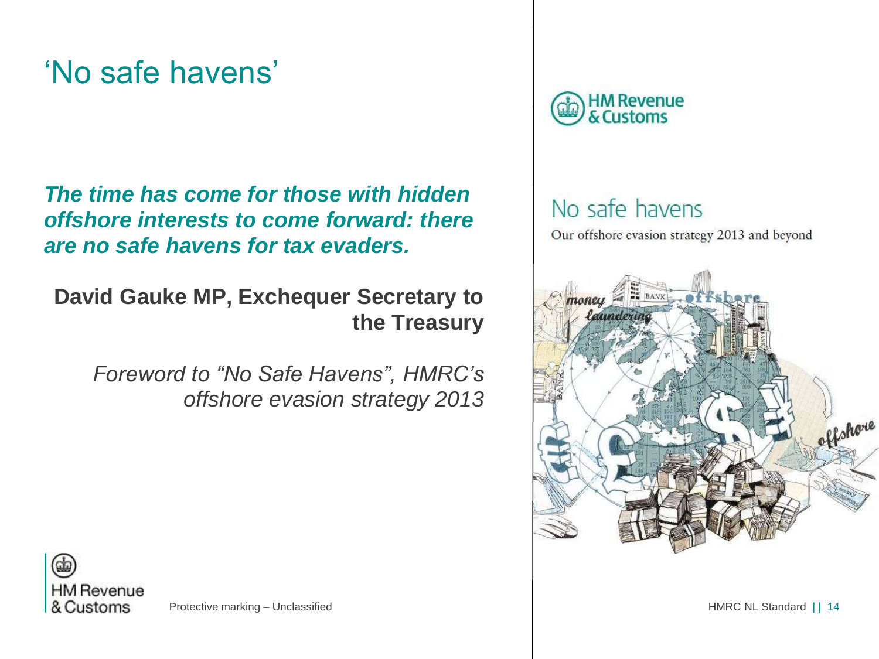# 'No safe havens'

***The time has come for those with hidden offshore interests to come forward: there are no safe havens for tax evaders.***

**David Gauke MP, Exchequer Secretary to the Treasury**

*Foreword to "No Safe Havens", HMRC's offshore evasion strategy 2013*

HM Revenue & Customs

No safe havens

Our offshore evasion strategy 2013 and beyond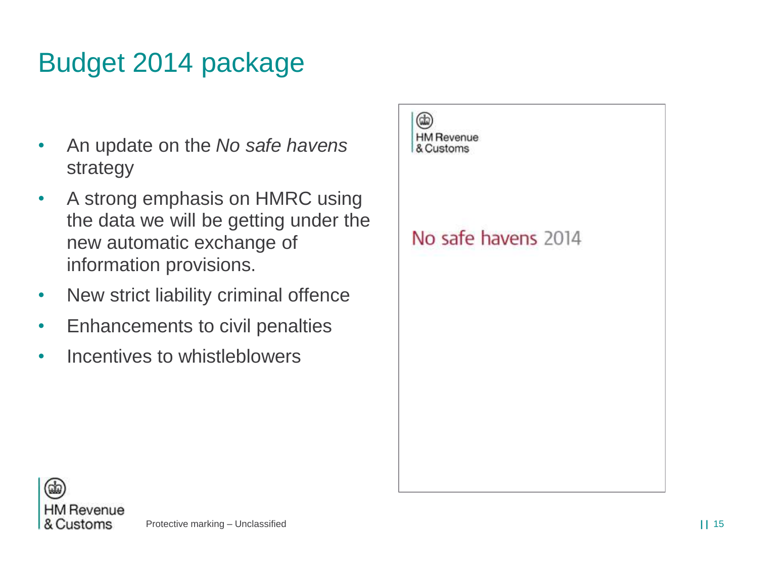# Budget 2014 package

- An update on the *No safe havens* strategy
- A strong emphasis on HMRC using the data we will be getting under the new automatic exchange of information provisions.
- New strict liability criminal offence
- Enhancements to civil penalties
- Incentives to whistleblowers

HM Revenue & Customs

No safe havens 2014

Protective marking – Unclassified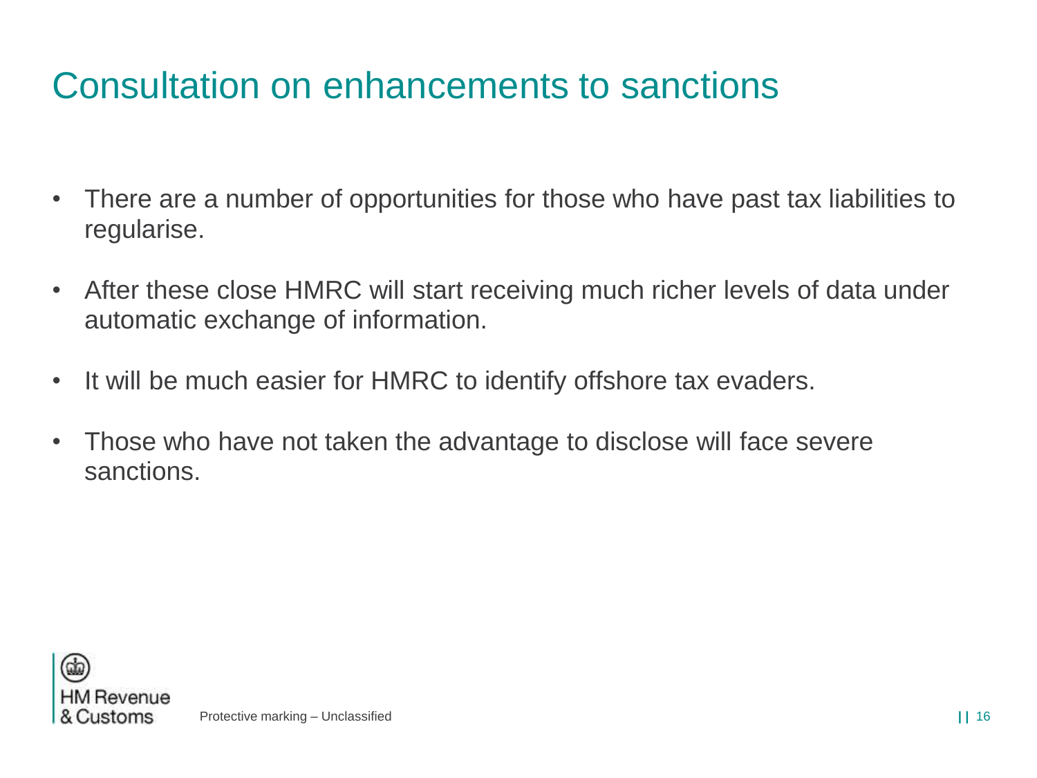# Consultation on enhancements to sanctions

- There are a number of opportunities for those who have past tax liabilities to regularise.
- After these close HMRC will start receiving much richer levels of data under automatic exchange of information.
- It will be much easier for HMRC to identify offshore tax evaders.
- Those who have not taken the advantage to disclose will face severe sanctions.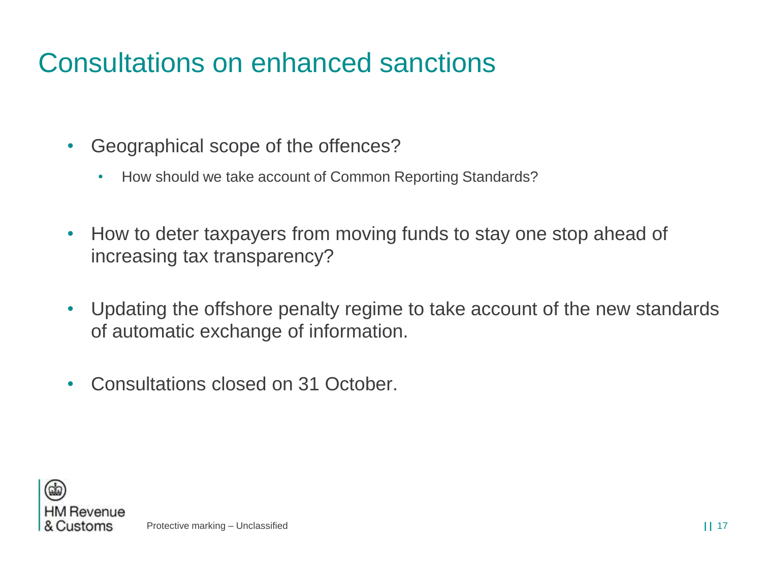# Consultations on enhanced sanctions

- Geographical scope of the offences?
  - How should we take account of Common Reporting Standards?
- How to deter taxpayers from moving funds to stay one stop ahead of increasing tax transparency?
- Updating the offshore penalty regime to take account of the new standards of automatic exchange of information.
- Consultations closed on 31 October.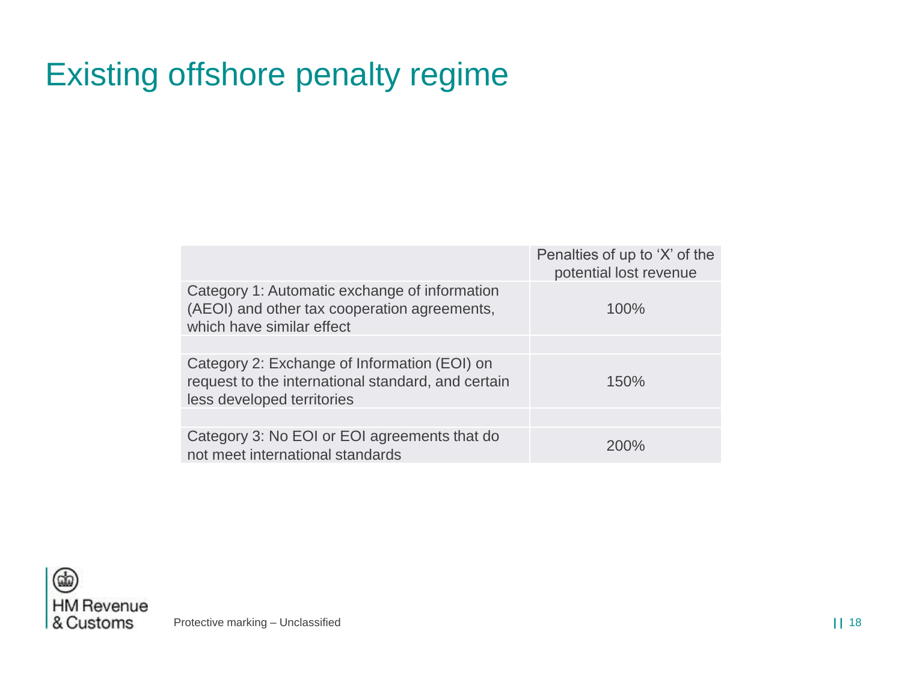# Existing offshore penalty regime

| | Penalties of up to 'X' of the potential lost revenue |
|---|---|
| Category 1: Automatic exchange of information (AEOI) and other tax cooperation agreements, which have similar effect | 100% |
| Category 2: Exchange of Information (EOI) on request to the international standard, and certain less developed territories | 150% |
| Category 3: No EOI or EOI agreements that do not meet international standards | 200% |

Protective marking – Unclassified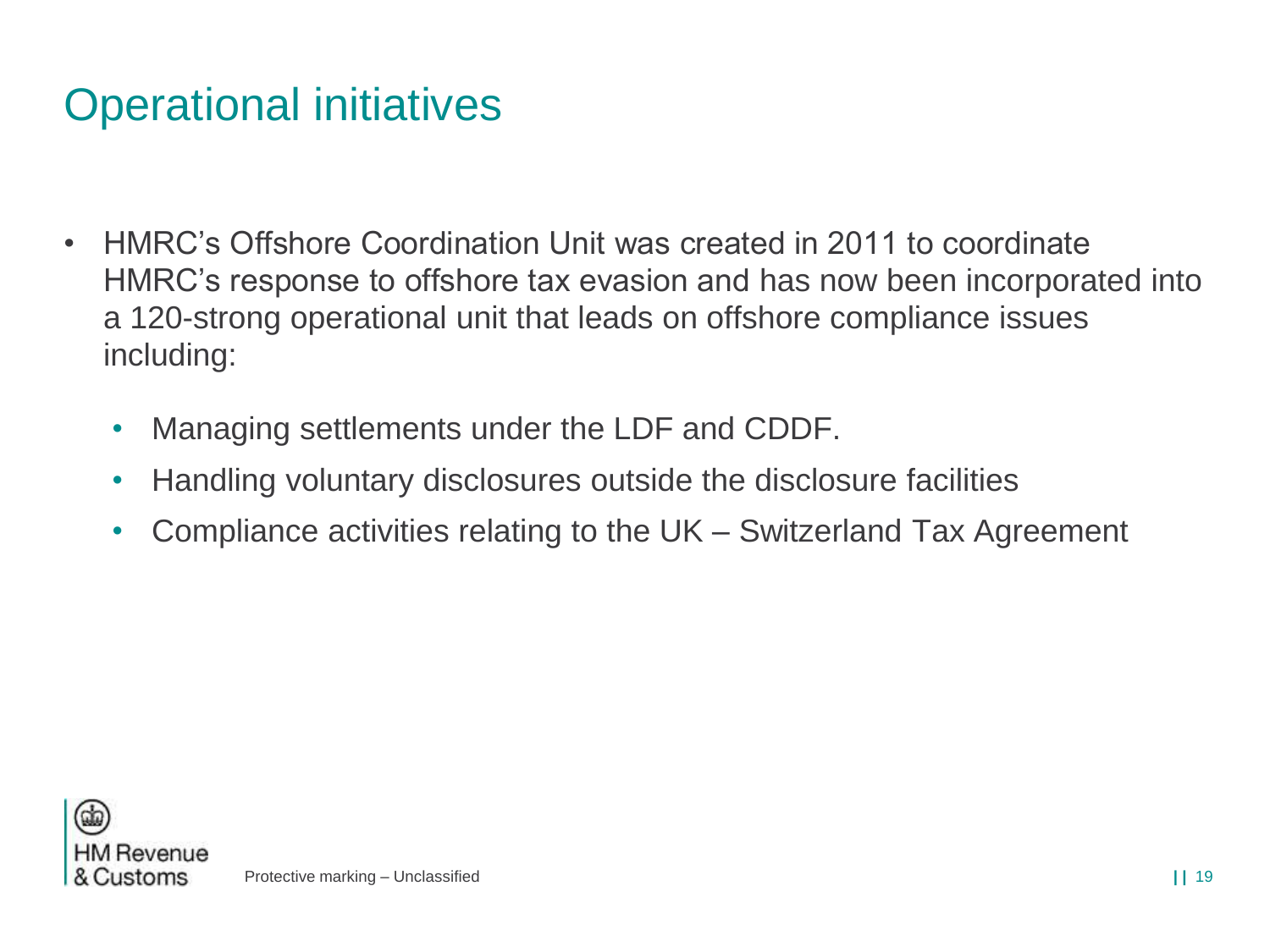# Operational initiatives

- HMRC's Offshore Coordination Unit was created in 2011 to coordinate HMRC's response to offshore tax evasion and has now been incorporated into a 120-strong operational unit that leads on offshore compliance issues including:
  - Managing settlements under the LDF and CDDF.
  - Handling voluntary disclosures outside the disclosure facilities
  - Compliance activities relating to the UK – Switzerland Tax Agreement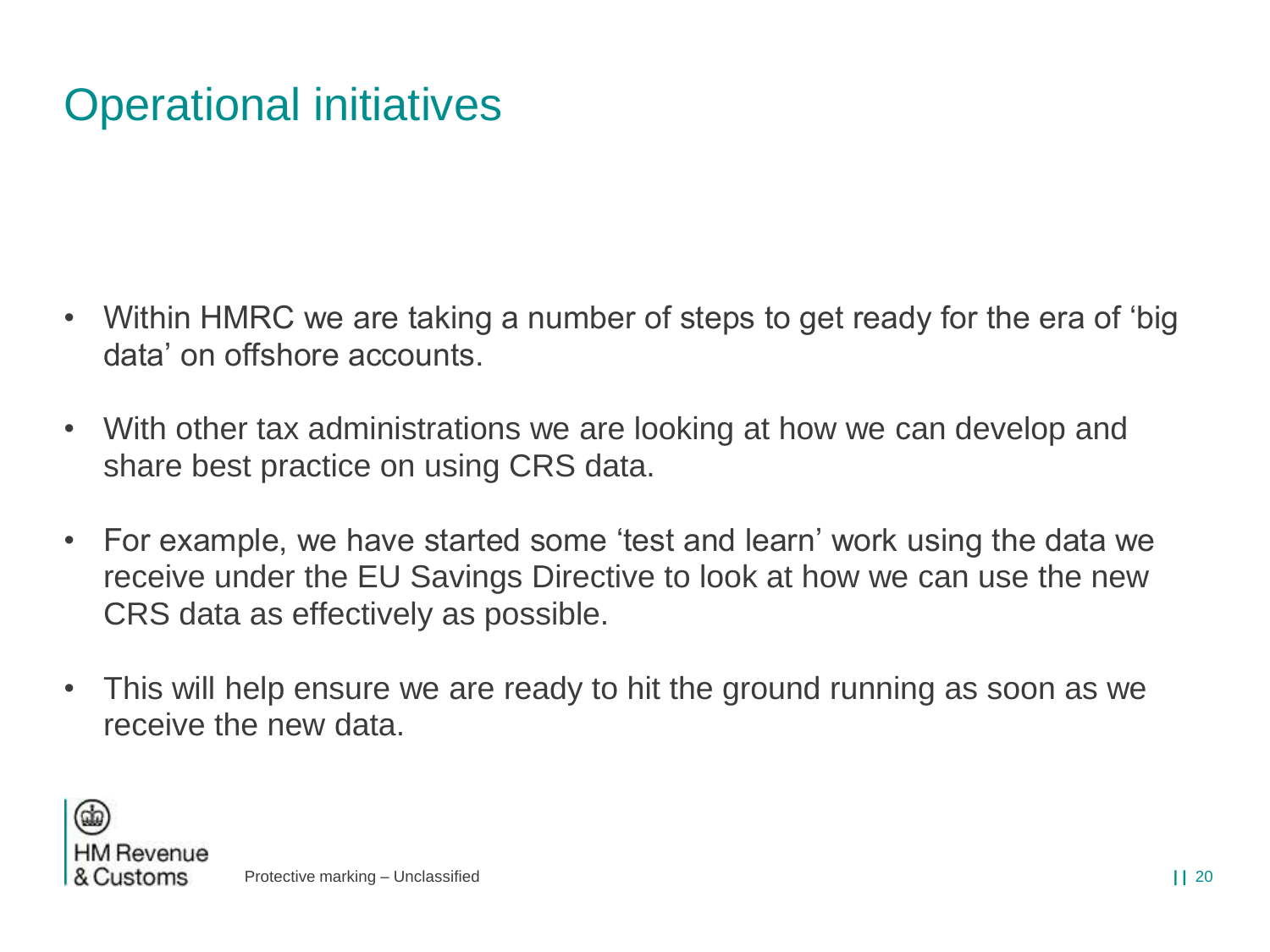# Operational initiatives

- Within HMRC we are taking a number of steps to get ready for the era of 'big data' on offshore accounts.
- With other tax administrations we are looking at how we can develop and share best practice on using CRS data.
- For example, we have started some 'test and learn' work using the data we receive under the EU Savings Directive to look at how we can use the new CRS data as effectively as possible.
- This will help ensure we are ready to hit the ground running as soon as we receive the new data.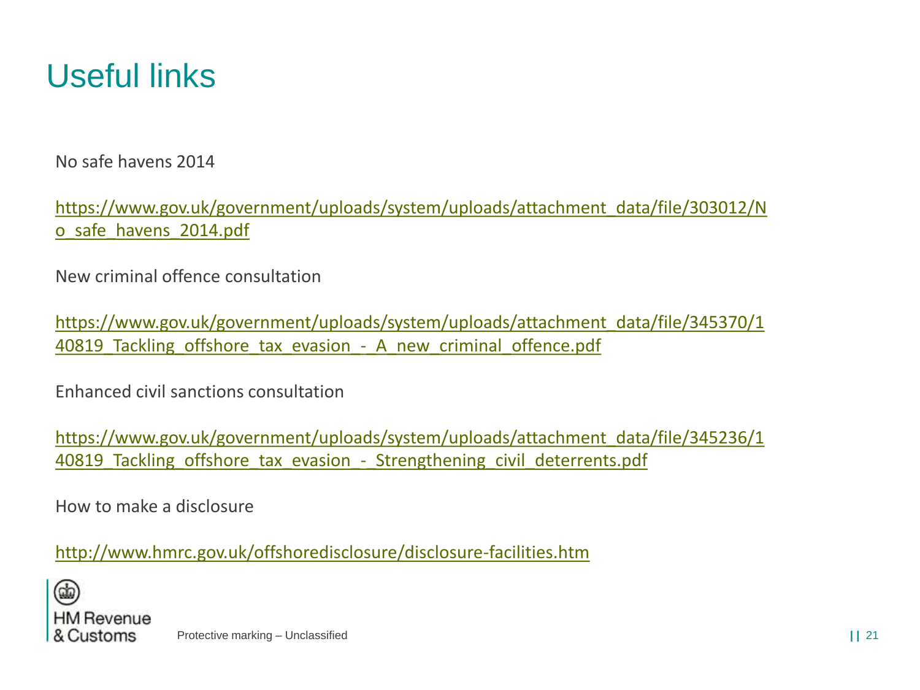# Useful links

No safe havens 2014

https://www.gov.uk/government/uploads/system/uploads/attachment_data/file/303012/No_safe_havens_2014.pdf

New criminal offence consultation

https://www.gov.uk/government/uploads/system/uploads/attachment_data/file/345370/140819_Tackling_offshore_tax_evasion_-_A_new_criminal_offence.pdf

Enhanced civil sanctions consultation

https://www.gov.uk/government/uploads/system/uploads/attachment_data/file/345236/140819_Tackling_offshore_tax_evasion_-_Strengthening_civil_deterrents.pdf

How to make a disclosure

http://www.hmrc.gov.uk/offshoredisclosure/disclosure-facilities.htm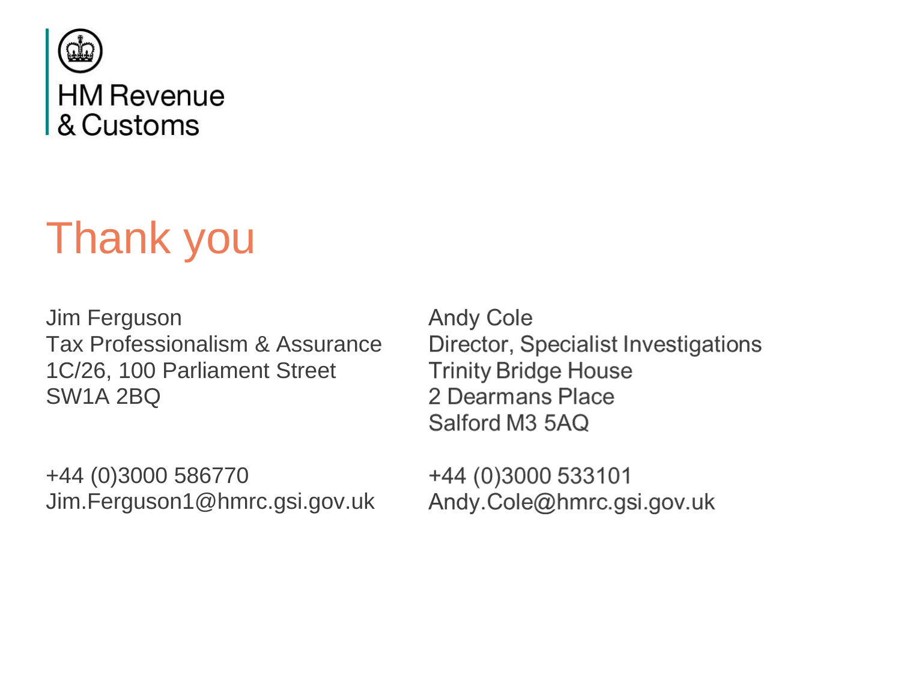HM Revenue
& Customs

# Thank you

Jim Ferguson
Tax Professionalism & Assurance
1C/26, 100 Parliament Street
SW1A 2BQ

+44 (0)3000 586770
Jim.Ferguson1@hmrc.gsi.gov.uk

Andy Cole
Director, Specialist Investigations
Trinity Bridge House
2 Dearmans Place
Salford M3 5AQ

+44 (0)3000 533101
Andy.Cole@hmrc.gsi.gov.uk